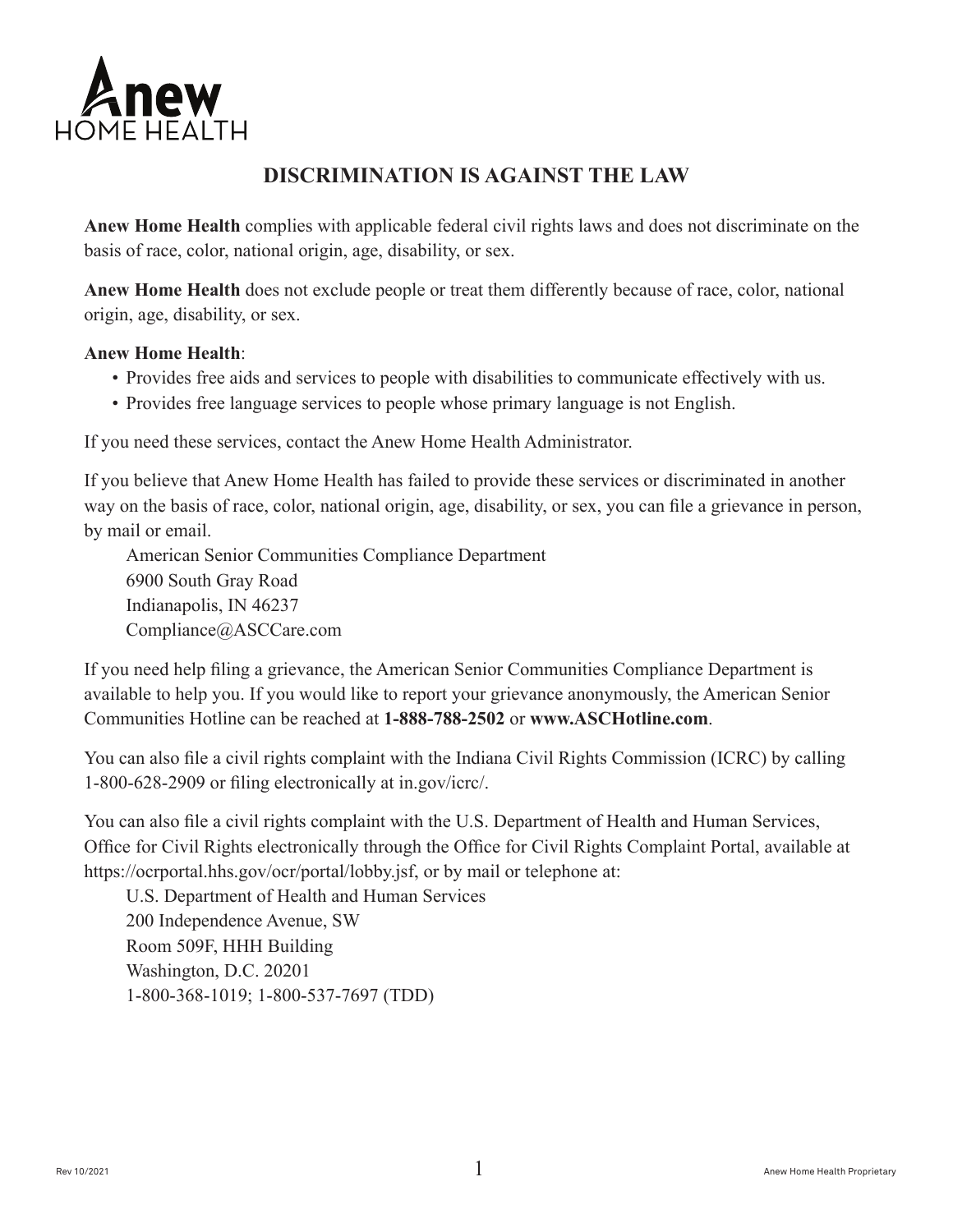# Anew HOME HEALTH

## DISCRIMINATION IS AGAINST THE LAW

**Anew Home Health** complies with applicable federal civil rights laws and does not discriminate on the basis of race, color, national origin, age, disability, or sex.

**Anew Home Health** does not exclude people or treat them differently because of race, color, national origin, age, disability, or sex.

**Anew Home Health**:

- Provides free aids and services to people with disabilities to communicate effectively with us.
- Provides free language services to people whose primary language is not English.

If you need these services, contact the Anew Home Health Administrator.

If you believe that Anew Home Health has failed to provide these services or discriminated in another way on the basis of race, color, national origin, age, disability, or sex, you can file a grievance in person, by mail or email.

American Senior Communities Compliance Department
6900 South Gray Road
Indianapolis, IN 46237
Compliance@ASCCare.com

If you need help filing a grievance, the American Senior Communities Compliance Department is available to help you. If you would like to report your grievance anonymously, the American Senior Communities Hotline can be reached at **1-888-788-2502** or **www.ASCHotline.com**.

You can also file a civil rights complaint with the Indiana Civil Rights Commission (ICRC) by calling 1-800-628-2909 or filing electronically at in.gov/icrc/.

You can also file a civil rights complaint with the U.S. Department of Health and Human Services, Office for Civil Rights electronically through the Office for Civil Rights Complaint Portal, available at https://ocrportal.hhs.gov/ocr/portal/lobby.jsf, or by mail or telephone at:

U.S. Department of Health and Human Services
200 Independence Avenue, SW
Room 509F, HHH Building
Washington, D.C. 20201
1-800-368-1019; 1-800-537-7697 (TDD)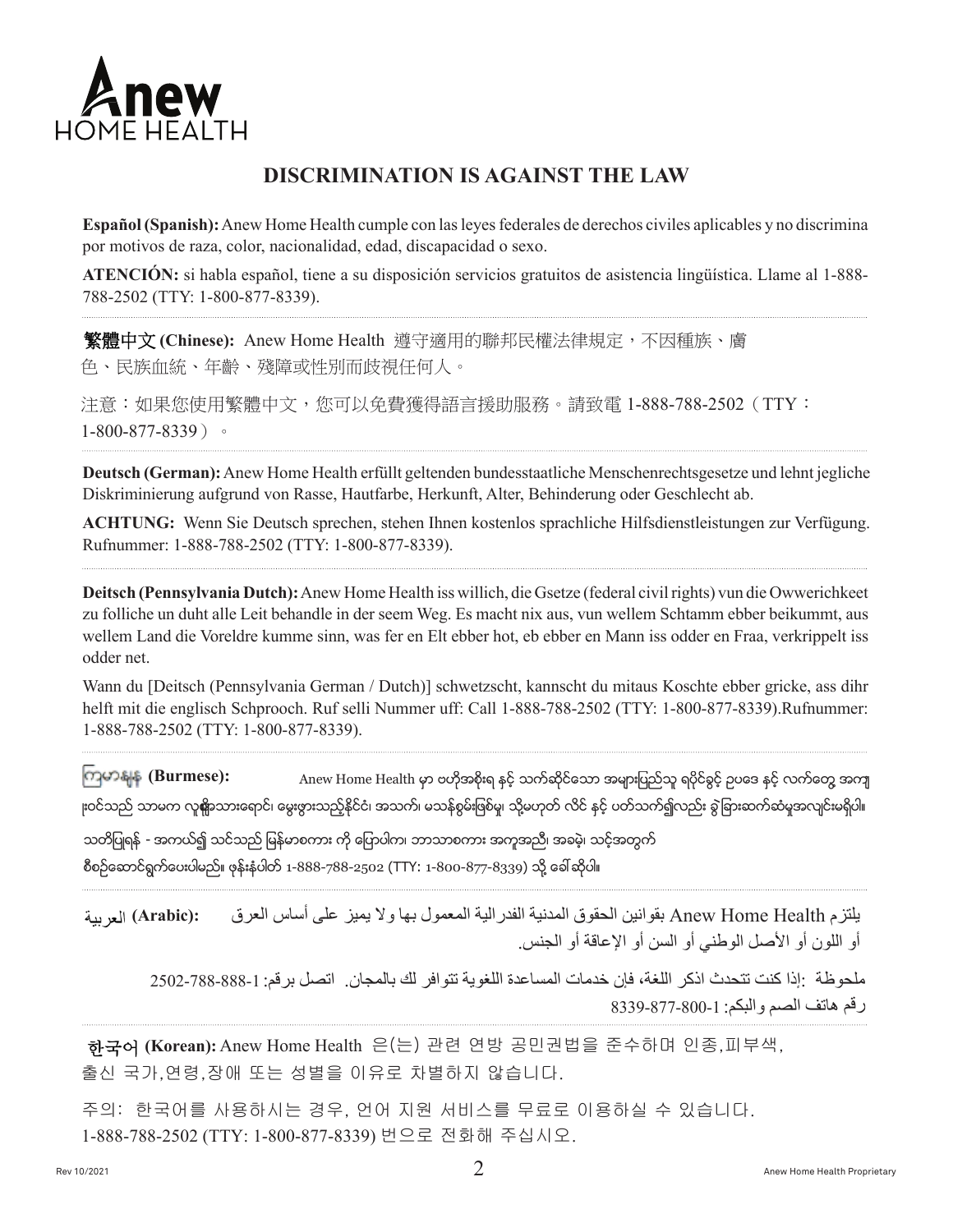# DISCRIMINATION IS AGAINST THE LAW

**Español (Spanish):** Anew Home Health cumple con las leyes federales de derechos civiles aplicables y no discrimina por motivos de raza, color, nacionalidad, edad, discapacidad o sexo.

**ATENCIÓN:** si habla español, tiene a su disposición servicios gratuitos de asistencia lingüística. Llame al 1-888-788-2502 (TTY: 1-800-877-8339).

**繁體中文 (Chinese):** Anew Home Health 遵守適用的聯邦民權法律規定，不因種族、膚色、民族血統、年齡、殘障或性別而歧視任何人。

注意：如果您使用繁體中文，您可以免費獲得語言援助服務。請致電 1-888-788-2502（TTY：1-800-877-8339）。

**Deutsch (German):** Anew Home Health erfüllt geltenden bundesstaatliche Menschenrechtsgesetze und lehnt jegliche Diskriminierung aufgrund von Rasse, Hautfarbe, Herkunft, Alter, Behinderung oder Geschlecht ab.

**ACHTUNG:** Wenn Sie Deutsch sprechen, stehen Ihnen kostenlos sprachliche Hilfsdienstleistungen zur Verfügung. Rufnummer: 1-888-788-2502 (TTY: 1-800-877-8339).

**Deitsch (Pennsylvania Dutch):** Anew Home Health iss willich, die Gsetze (federal civil rights) vun die Owwerichkeet zu folliche un duht alle Leit behandle in der seem Weg. Es macht nix aus, vun wellem Schtamm ebber beikummt, aus wellem Land die Voreldre kumme sinn, was fer en Elt ebber hot, eb ebber en Mann iss odder en Fraa, verkrippelt iss odder net.

Wann du [Deitsch (Pennsylvania German / Dutch)] schwetzscht, kannscht du mitaus Koschte ebber gricke, ass dihr helft mit die englisch Schprooch. Ruf selli Nummer uff: Call 1-888-788-2502 (TTY: 1-800-877-8339).Rufnummer: 1-888-788-2502 (TTY: 1-800-877-8339).

**ကြမာန္မာ (Burmese):** Anew Home Health မှာ ဖက်ဒရယ်အစိုးရ နှင့် သက်ဆိုင်သော အများပြည်သူ ရပိုင်ခွင့် ဥပဒေ နှင့် လက်တွေ့ အကျုံးဝင်သည် သာမက လူမျိုးသားရောင်၊ မွေးဖွားသည့်နိုင်ငံ၊ အသက်၊ မသန်စွမ်းဖြစ်မှု၊ သို့မဟုတ် လိင် နှင့် ပတ်သက်၍လည်း ခွဲခြားဆက်ဆံမှုအလျင်းမရှိပါ။

သတိပြုရန် - အကယ်၍ သင်သည် မြန်မာစကား ကို ပြောပါက၊ ဘာသာစကား အကူအညီ၊ အခမဲ့၊ သင့်အတွက် စီစဉ်ဆောင်ရွက်ပေးပါမည်။ ဖုန်းနံပါတ် 1-888-788-2502 (TTY: 1-800-877-8339) သို့ ခေါ်ဆိုပါ။

**العربية (Arabic):** يلتزم Anew Home Health بقوانين الحقوق المدنية الفدرالية المعمول بها ولا يميز على أساس العرق أو اللون أو الأصل الوطني أو السن أو الإعاقة أو الجنس.

ملحوظة :إذا كنت تتحدث اذكر اللغة، فإن خدمات المساعدة اللغوية تتوافر لك بالمجان. اتصل برقم: 1-888-788-2502 رقم هاتف الصم والبكم: 1-800-877-8339

**한국어 (Korean):** Anew Home Health 은(는) 관련 연방 공민권법을 준수하며 인종,피부색, 출신 국가,연령,장애 또는 성별을 이유로 차별하지 않습니다.

주의: 한국어를 사용하시는 경우, 언어 지원 서비스를 무료로 이용하실 수 있습니다. 1-888-788-2502 (TTY: 1-800-877-8339) 번으로 전화해 주십시오.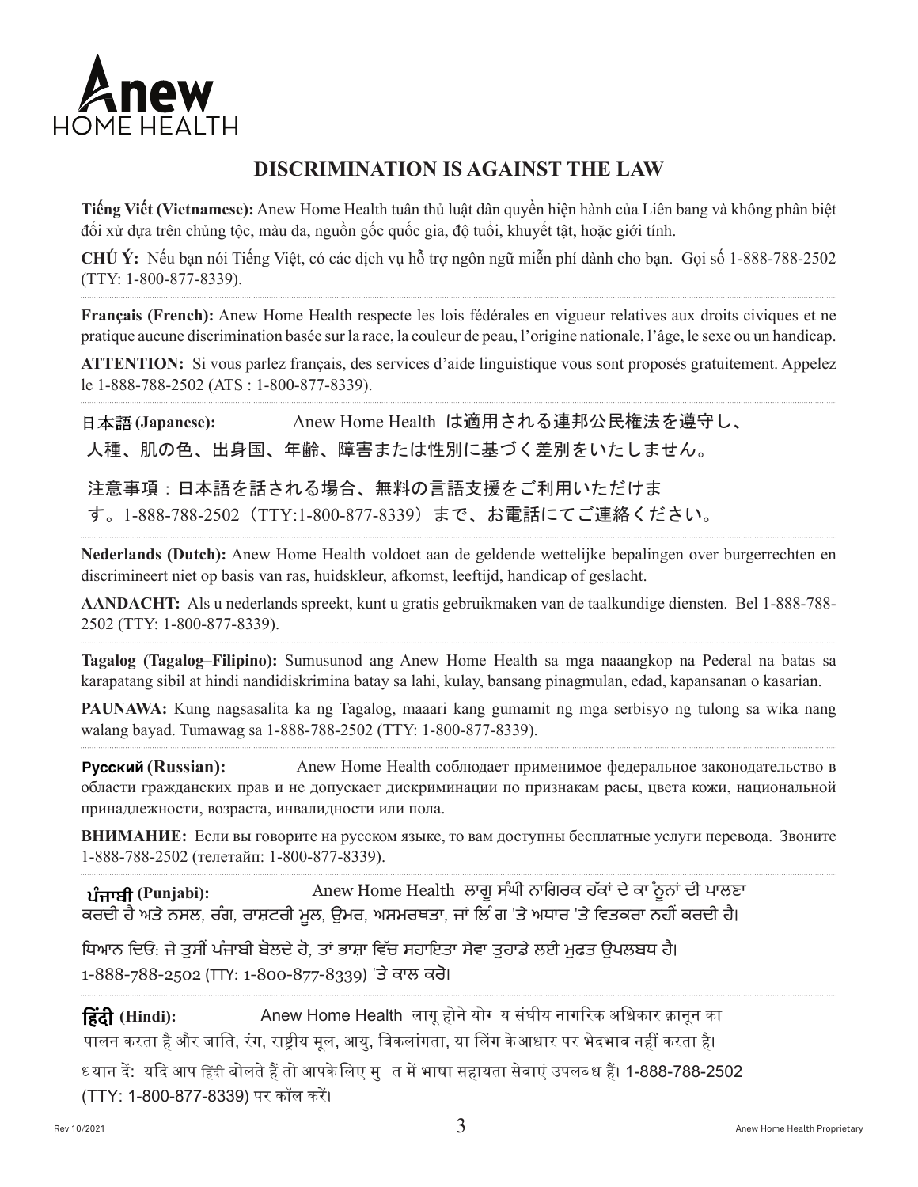# Anew HOME HEALTH

## DISCRIMINATION IS AGAINST THE LAW

**Tiếng Việt (Vietnamese):** Anew Home Health tuân thủ luật dân quyền hiện hành của Liên bang và không phân biệt đối xử dựa trên chủng tộc, màu da, nguồn gốc quốc gia, độ tuổi, khuyết tật, hoặc giới tính.

**CHÚ Ý:** Nếu bạn nói Tiếng Việt, có các dịch vụ hỗ trợ ngôn ngữ miễn phí dành cho bạn. Gọi số 1-888-788-2502 (TTY: 1-800-877-8339).

---

**Français (French):** Anew Home Health respecte les lois fédérales en vigueur relatives aux droits civiques et ne pratique aucune discrimination basée sur la race, la couleur de peau, l'origine nationale, l'âge, le sexe ou un handicap.

**ATTENTION:** Si vous parlez français, des services d'aide linguistique vous sont proposés gratuitement. Appelez le 1-888-788-2502 (ATS : 1-800-877-8339).

---

日本語 **(Japanese):** Anew Home Health は適用される連邦公民権法を遵守し、人種、肌の色、出身国、年齢、障害または性別に基づく差別をいたしません。

注意事項：日本語を話される場合、無料の言語支援をご利用いただけます。1-888-788-2502（TTY:1-800-877-8339）まで、お電話にてご連絡ください。

---

**Nederlands (Dutch):** Anew Home Health voldoet aan de geldende wettelijke bepalingen over burgerrechten en discrimineert niet op basis van ras, huidskleur, afkomst, leeftijd, handicap of geslacht.

**AANDACHT:** Als u nederlands spreekt, kunt u gratis gebruikmaken van de taalkundige diensten. Bel 1-888-788-2502 (TTY: 1-800-877-8339).

---

**Tagalog (Tagalog–Filipino):** Sumusunod ang Anew Home Health sa mga naaangkop na Pederal na batas sa karapatang sibil at hindi nandidiskrimina batay sa lahi, kulay, bansang pinagmulan, edad, kapansanan o kasarian.

**PAUNAWA:** Kung nagsasalita ka ng Tagalog, maaari kang gumamit ng mga serbisyo ng tulong sa wika nang walang bayad. Tumawag sa 1-888-788-2502 (TTY: 1-800-877-8339).

---

**Русский (Russian):** Anew Home Health соблюдает применимое федеральное законодательство в области гражданских прав и не допускает дискриминации по признакам расы, цвета кожи, национальной принадлежности, возраста, инвалидности или пола.

**ВНИМАНИЕ:** Если вы говорите на русском языке, то вам доступны бесплатные услуги перевода. Звоните 1-888-788-2502 (телетайп: 1-800-877-8339).

---

**ਪੰਜਾਬੀ (Punjabi):** Anew Home Health ਲਾਗੂ ਸੰਘੀ ਨਾਗਿਰਕ ਹੱਕਾਂ ਦੇ ਕਾ ੰਨੂਨਾਂ ਦੀ ਪਾਲਣਾ ਕਰਦੀ ਹੈ ਅਤੇ ਨਸਲ, ਰੰਗ, ਰਾਸ਼ਟਰੀ ਮੂਲ, ਉਮਰ, ਅਸਮਰਥਤਾ, ਜਾਂ ਲਿੰ ਗ 'ਤੇ ਅਧਾਰ 'ਤੇ ਵਿਤਕਰਾ ਨਹੀਂ ਕਰਦੀ ਹੈ।

ਧਿਆਨ ਦਿਓ: ਜੇ ਤੁਸੀਂ ਪੰਜਾਬੀ ਬੋਲਦੇ ਹੋ, ਤਾਂ ਭਾਸ਼ਾ ਵਿੱਚ ਸਹਾਇਤਾ ਸੇਵਾ ਤੁਹਾਡੇ ਲਈ ਮੁਫਤ ਉਪਲਬਧ ਹੈ। 1-888-788-2502 (TTY: 1-800-877-8339) 'ਤੇ ਕਾਲ ਕਰੋ।

---

**हिंदी (Hindi):** Anew Home Health लागू होने योग य संघीय नागरिक अधिकार क़ानून का पालन करता है और जाति, रंग, राष्ट्रीय मूल, आयु, विकलांगता, या लिंग के आधार पर भेदभाव नहीं करता है।

ध यान दें: यदि आप हिंदी बोलते हैं तो आपके लिए मु त में भाषा सहायता सेवाएं उपलब ध हैं। 1-888-788-2502 (TTY: 1-800-877-8339) पर कॉल करें।

Rev 10/2021

Anew Home Health Proprietary